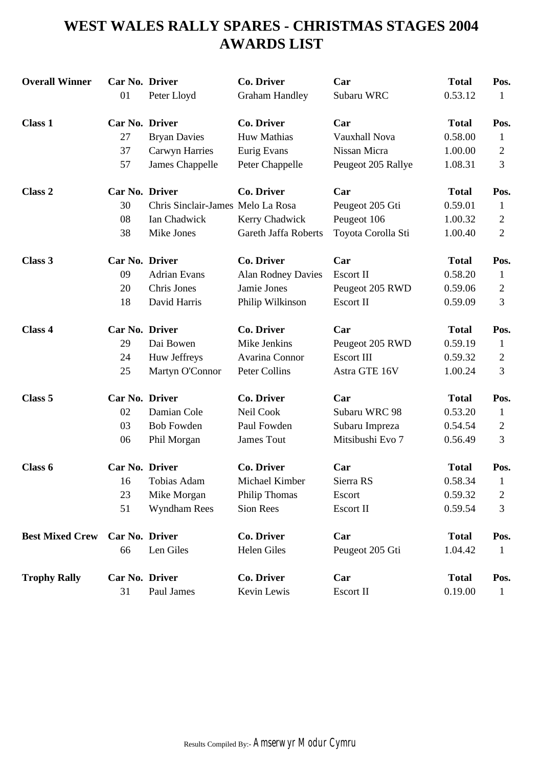# WEST WALES RALLY SPARES - CHRISTMAS STAGES 2004
# AWARDS LIST

| **Overall Winner** | **Car No.** | **Driver** | **Co. Driver** | **Car** | **Total** | **Pos.** |
|---|---|---|---|---|---|---|
| | 01 | Peter Lloyd | Graham Handley | Subaru WRC | 0.53.12 | 1 |

| **Class 1** | **Car No.** | **Driver** | **Co. Driver** | **Car** | **Total** | **Pos.** |
|---|---|---|---|---|---|---|
| | 27 | Bryan Davies | Huw Mathias | Vauxhall Nova | 0.58.00 | 1 |
| | 37 | Carwyn Harries | Eurig Evans | Nissan Micra | 1.00.00 | 2 |
| | 57 | James Chappelle | Peter Chappelle | Peugeot 205 Rallye | 1.08.31 | 3 |

| **Class 2** | **Car No.** | **Driver** | **Co. Driver** | **Car** | **Total** | **Pos.** |
|---|---|---|---|---|---|---|
| | 30 | Chris Sinclair-James | Melo La Rosa | Peugeot 205 Gti | 0.59.01 | 1 |
| | 08 | Ian Chadwick | Kerry Chadwick | Peugeot 106 | 1.00.32 | 2 |
| | 38 | Mike Jones | Gareth Jaffa Roberts | Toyota Corolla Sti | 1.00.40 | 2 |

| **Class 3** | **Car No.** | **Driver** | **Co. Driver** | **Car** | **Total** | **Pos.** |
|---|---|---|---|---|---|---|
| | 09 | Adrian Evans | Alan Rodney Davies | Escort II | 0.58.20 | 1 |
| | 20 | Chris Jones | Jamie Jones | Peugeot 205 RWD | 0.59.06 | 2 |
| | 18 | David Harris | Philip Wilkinson | Escort II | 0.59.09 | 3 |

| **Class 4** | **Car No.** | **Driver** | **Co. Driver** | **Car** | **Total** | **Pos.** |
|---|---|---|---|---|---|---|
| | 29 | Dai Bowen | Mike Jenkins | Peugeot 205 RWD | 0.59.19 | 1 |
| | 24 | Huw Jeffreys | Avarina Connor | Escort III | 0.59.32 | 2 |
| | 25 | Martyn O'Connor | Peter Collins | Astra GTE 16V | 1.00.24 | 3 |

| **Class 5** | **Car No.** | **Driver** | **Co. Driver** | **Car** | **Total** | **Pos.** |
|---|---|---|---|---|---|---|
| | 02 | Damian Cole | Neil Cook | Subaru WRC 98 | 0.53.20 | 1 |
| | 03 | Bob Fowden | Paul Fowden | Subaru Impreza | 0.54.54 | 2 |
| | 06 | Phil Morgan | James Tout | Mitsibushi Evo 7 | 0.56.49 | 3 |

| **Class 6** | **Car No.** | **Driver** | **Co. Driver** | **Car** | **Total** | **Pos.** |
|---|---|---|---|---|---|---|
| | 16 | Tobias Adam | Michael Kimber | Sierra RS | 0.58.34 | 1 |
| | 23 | Mike Morgan | Philip Thomas | Escort | 0.59.32 | 2 |
| | 51 | Wyndham Rees | Sion Rees | Escort II | 0.59.54 | 3 |

| **Best Mixed Crew** | **Car No.** | **Driver** | **Co. Driver** | **Car** | **Total** | **Pos.** |
|---|---|---|---|---|---|---|
| | 66 | Len Giles | Helen Giles | Peugeot 205 Gti | 1.04.42 | 1 |

| **Trophy Rally** | **Car No.** | **Driver** | **Co. Driver** | **Car** | **Total** | **Pos.** |
|---|---|---|---|---|---|---|
| | 31 | Paul James | Kevin Lewis | Escort II | 0.19.00 | 1 |

Results Compiled By:- Amserwyr Modur Cymru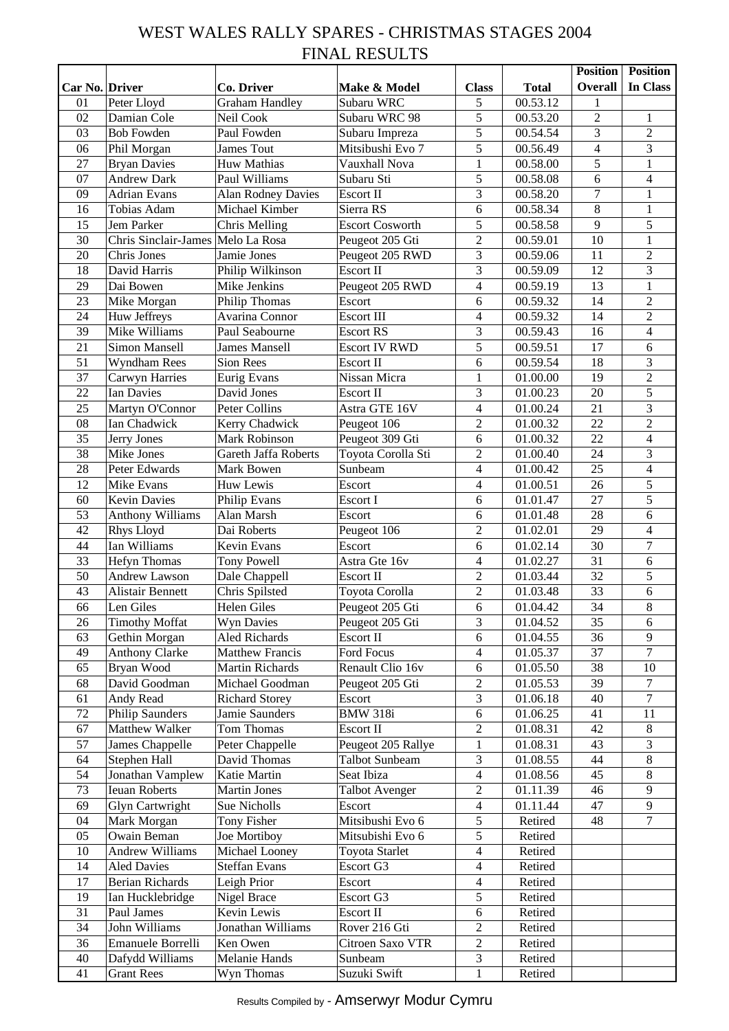# WEST WALES RALLY SPARES - CHRISTMAS STAGES 2004

## FINAL RESULTS

| Car No. | Driver | Co. Driver | Make & Model | Class | Total | Position Overall | Position In Class |
|---|---|---|---|---|---|---|---|
| 01 | Peter Lloyd | Graham Handley | Subaru WRC | 5 | 00.53.12 | 1 | |
| 02 | Damian Cole | Neil Cook | Subaru WRC 98 | 5 | 00.53.20 | 2 | 1 |
| 03 | Bob Fowden | Paul Fowden | Subaru Impreza | 5 | 00.54.54 | 3 | 2 |
| 06 | Phil Morgan | James Tout | Mitsibushi Evo 7 | 5 | 00.56.49 | 4 | 3 |
| 27 | Bryan Davies | Huw Mathias | Vauxhall Nova | 1 | 00.58.00 | 5 | 1 |
| 07 | Andrew Dark | Paul Williams | Subaru Sti | 5 | 00.58.08 | 6 | 4 |
| 09 | Adrian Evans | Alan Rodney Davies | Escort II | 3 | 00.58.20 | 7 | 1 |
| 16 | Tobias Adam | Michael Kimber | Sierra RS | 6 | 00.58.34 | 8 | 1 |
| 15 | Jem Parker | Chris Melling | Escort Cosworth | 5 | 00.58.58 | 9 | 5 |
| 30 | Chris Sinclair-James | Melo La Rosa | Peugeot 205 Gti | 2 | 00.59.01 | 10 | 1 |
| 20 | Chris Jones | Jamie Jones | Peugeot 205 RWD | 3 | 00.59.06 | 11 | 2 |
| 18 | David Harris | Philip Wilkinson | Escort II | 3 | 00.59.09 | 12 | 3 |
| 29 | Dai Bowen | Mike Jenkins | Peugeot 205 RWD | 4 | 00.59.19 | 13 | 1 |
| 23 | Mike Morgan | Philip Thomas | Escort | 6 | 00.59.32 | 14 | 2 |
| 24 | Huw Jeffreys | Avarina Connor | Escort III | 4 | 00.59.32 | 14 | 2 |
| 39 | Mike Williams | Paul Seabourne | Escort RS | 3 | 00.59.43 | 16 | 4 |
| 21 | Simon Mansell | James Mansell | Escort IV RWD | 5 | 00.59.51 | 17 | 6 |
| 51 | Wyndham Rees | Sion Rees | Escort II | 6 | 00.59.54 | 18 | 3 |
| 37 | Carwyn Harries | Eurig Evans | Nissan Micra | 1 | 01.00.00 | 19 | 2 |
| 22 | Ian Davies | David Jones | Escort II | 3 | 01.00.23 | 20 | 5 |
| 25 | Martyn O'Connor | Peter Collins | Astra GTE 16V | 4 | 01.00.24 | 21 | 3 |
| 08 | Ian Chadwick | Kerry Chadwick | Peugeot 106 | 2 | 01.00.32 | 22 | 2 |
| 35 | Jerry Jones | Mark Robinson | Peugeot 309 Gti | 6 | 01.00.32 | 22 | 4 |
| 38 | Mike Jones | Gareth Jaffa Roberts | Toyota Corolla Sti | 2 | 01.00.40 | 24 | 3 |
| 28 | Peter Edwards | Mark Bowen | Sunbeam | 4 | 01.00.42 | 25 | 4 |
| 12 | Mike Evans | Huw Lewis | Escort | 4 | 01.00.51 | 26 | 5 |
| 60 | Kevin Davies | Philip Evans | Escort I | 6 | 01.01.47 | 27 | 5 |
| 53 | Anthony Williams | Alan Marsh | Escort | 6 | 01.01.48 | 28 | 6 |
| 42 | Rhys Lloyd | Dai Roberts | Peugeot 106 | 2 | 01.02.01 | 29 | 4 |
| 44 | Ian Williams | Kevin Evans | Escort | 6 | 01.02.14 | 30 | 7 |
| 33 | Hefyn Thomas | Tony Powell | Astra Gte 16v | 4 | 01.02.27 | 31 | 6 |
| 50 | Andrew Lawson | Dale Chappell | Escort II | 2 | 01.03.44 | 32 | 5 |
| 43 | Alistair Bennett | Chris Spilsted | Toyota Corolla | 2 | 01.03.48 | 33 | 6 |
| 66 | Len Giles | Helen Giles | Peugeot 205 Gti | 6 | 01.04.42 | 34 | 8 |
| 26 | Timothy Moffat | Wyn Davies | Peugeot 205 Gti | 3 | 01.04.52 | 35 | 6 |
| 63 | Gethin Morgan | Aled Richards | Escort II | 6 | 01.04.55 | 36 | 9 |
| 49 | Anthony Clarke | Matthew Francis | Ford Focus | 4 | 01.05.37 | 37 | 7 |
| 65 | Bryan Wood | Martin Richards | Renault Clio 16v | 6 | 01.05.50 | 38 | 10 |
| 68 | David Goodman | Michael Goodman | Peugeot 205 Gti | 2 | 01.05.53 | 39 | 7 |
| 61 | Andy Read | Richard Storey | Escort | 3 | 01.06.18 | 40 | 7 |
| 72 | Philip Saunders | Jamie Saunders | BMW 318i | 6 | 01.06.25 | 41 | 11 |
| 67 | Matthew Walker | Tom Thomas | Escort II | 2 | 01.08.31 | 42 | 8 |
| 57 | James Chappelle | Peter Chappelle | Peugeot 205 Rallye | 1 | 01.08.31 | 43 | 3 |
| 64 | Stephen Hall | David Thomas | Talbot Sunbeam | 3 | 01.08.55 | 44 | 8 |
| 54 | Jonathan Vamplew | Katie Martin | Seat Ibiza | 4 | 01.08.56 | 45 | 8 |
| 73 | Ieuan Roberts | Martin Jones | Talbot Avenger | 2 | 01.11.39 | 46 | 9 |
| 69 | Glyn Cartwright | Sue Nicholls | Escort | 4 | 01.11.44 | 47 | 9 |
| 04 | Mark Morgan | Tony Fisher | Mitsibushi Evo 6 | 5 | Retired | 48 | 7 |
| 05 | Owain Beman | Joe Mortiboy | Mitsubishi Evo 6 | 5 | Retired | | |
| 10 | Andrew Williams | Michael Looney | Toyota Starlet | 4 | Retired | | |
| 14 | Aled Davies | Steffan Evans | Escort G3 | 4 | Retired | | |
| 17 | Berian Richards | Leigh Prior | Escort | 4 | Retired | | |
| 19 | Ian Hucklebridge | Nigel Brace | Escort G3 | 5 | Retired | | |
| 31 | Paul James | Kevin Lewis | Escort II | 6 | Retired | | |
| 34 | John Williams | Jonathan Williams | Rover 216 Gti | 2 | Retired | | |
| 36 | Emanuele Borrelli | Ken Owen | Citroen Saxo VTR | 2 | Retired | | |
| 40 | Dafydd Williams | Melanie Hands | Sunbeam | 3 | Retired | | |
| 41 | Grant Rees | Wyn Thomas | Suzuki Swift | 1 | Retired | | |

Results Compiled by - Amserwyr Modur Cymru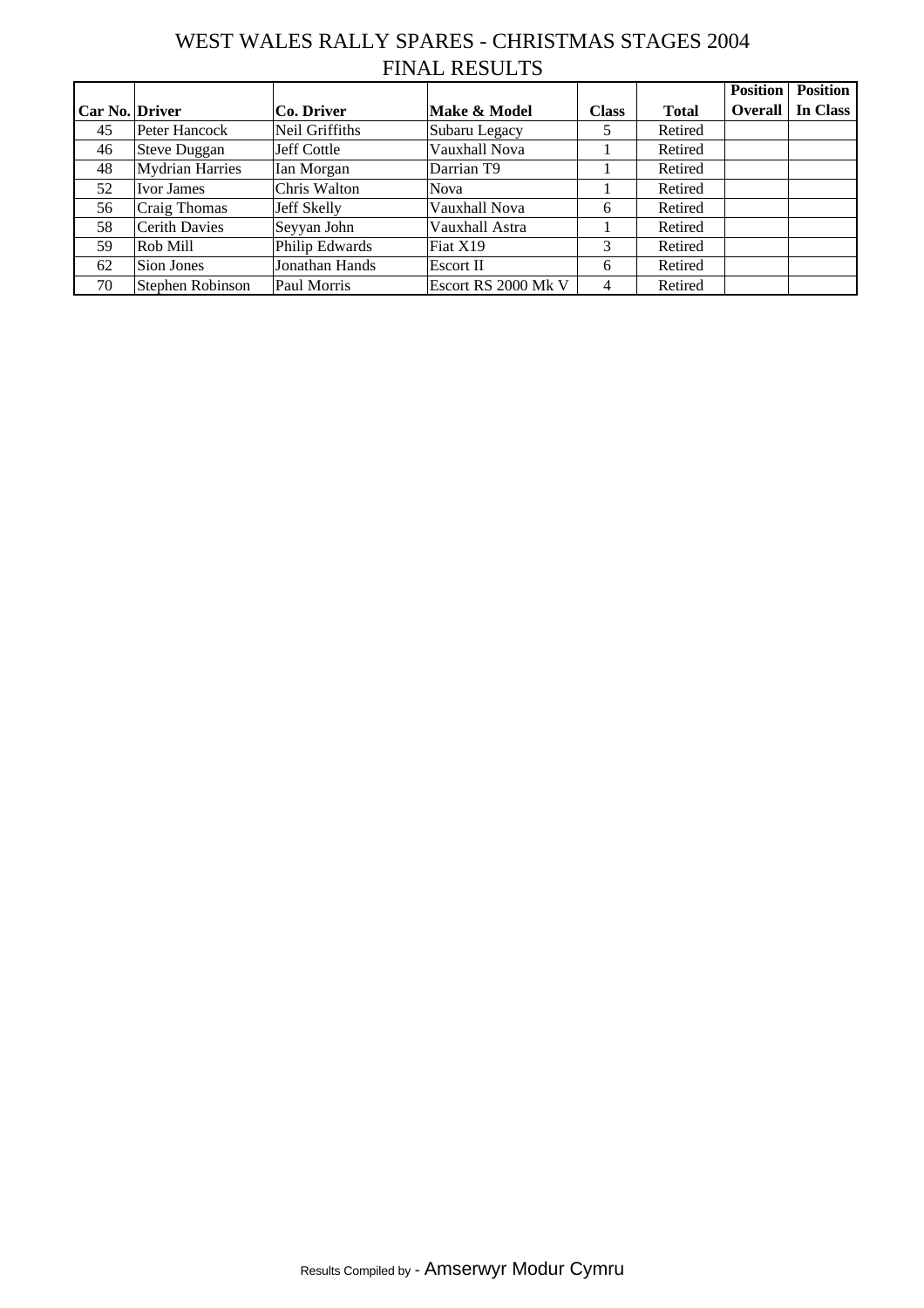# WEST WALES RALLY SPARES - CHRISTMAS STAGES 2004

## FINAL RESULTS

| Car No. | Driver | Co. Driver | Make & Model | Class | Total | Position Overall | Position In Class |
|---|---|---|---|---|---|---|---|
| 45 | Peter Hancock | Neil Griffiths | Subaru Legacy | 5 | Retired | | |
| 46 | Steve Duggan | Jeff Cottle | Vauxhall Nova | 1 | Retired | | |
| 48 | Mydrian Harries | Ian Morgan | Darrian T9 | 1 | Retired | | |
| 52 | Ivor James | Chris Walton | Nova | 1 | Retired | | |
| 56 | Craig Thomas | Jeff Skelly | Vauxhall Nova | 6 | Retired | | |
| 58 | Cerith Davies | Seyyan John | Vauxhall Astra | 1 | Retired | | |
| 59 | Rob Mill | Philip Edwards | Fiat X19 | 3 | Retired | | |
| 62 | Sion Jones | Jonathan Hands | Escort II | 6 | Retired | | |
| 70 | Stephen Robinson | Paul Morris | Escort RS 2000 Mk V | 4 | Retired | | |

Results Compiled by - Amserwyr Modur Cymru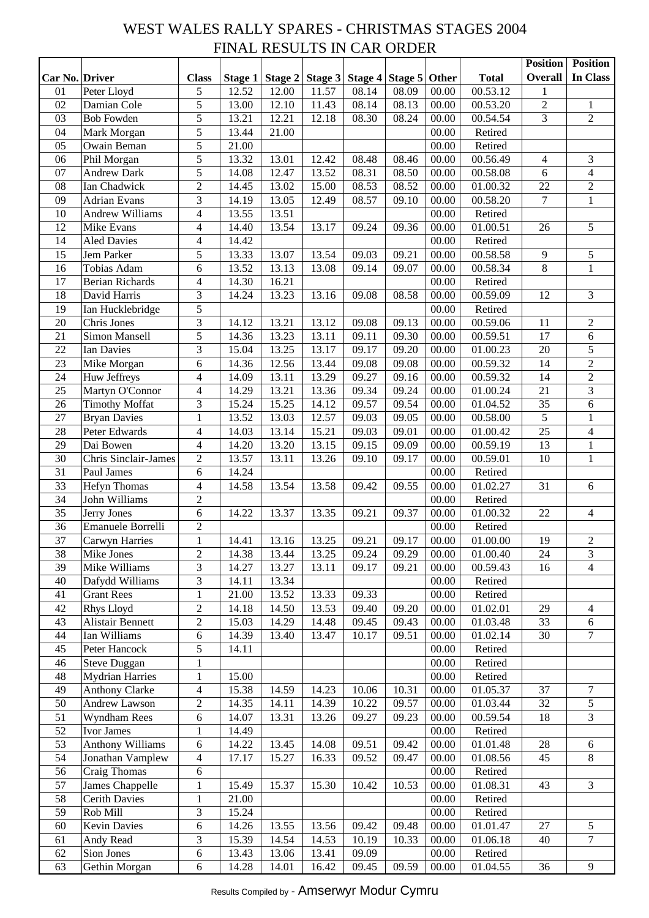# WEST WALES RALLY SPARES - CHRISTMAS STAGES 2004

## FINAL RESULTS IN CAR ORDER

| Car No. | Driver | Class | Stage 1 | Stage 2 | Stage 3 | Stage 4 | Stage 5 | Other | Total | Position Overall | Position In Class |
|---|---|---|---|---|---|---|---|---|---|---|---|
| 01 | Peter Lloyd | 5 | 12.52 | 12.00 | 11.57 | 08.14 | 08.09 | 00.00 | 00.53.12 | 1 | |
| 02 | Damian Cole | 5 | 13.00 | 12.10 | 11.43 | 08.14 | 08.13 | 00.00 | 00.53.20 | 2 | 1 |
| 03 | Bob Fowden | 5 | 13.21 | 12.21 | 12.18 | 08.30 | 08.24 | 00.00 | 00.54.54 | 3 | 2 |
| 04 | Mark Morgan | 5 | 13.44 | 21.00 | | | | 00.00 | Retired | | |
| 05 | Owain Beman | 5 | 21.00 | | | | | 00.00 | Retired | | |
| 06 | Phil Morgan | 5 | 13.32 | 13.01 | 12.42 | 08.48 | 08.46 | 00.00 | 00.56.49 | 4 | 3 |
| 07 | Andrew Dark | 5 | 14.08 | 12.47 | 13.52 | 08.31 | 08.50 | 00.00 | 00.58.08 | 6 | 4 |
| 08 | Ian Chadwick | 2 | 14.45 | 13.02 | 15.00 | 08.53 | 08.52 | 00.00 | 01.00.32 | 22 | 2 |
| 09 | Adrian Evans | 3 | 14.19 | 13.05 | 12.49 | 08.57 | 09.10 | 00.00 | 00.58.20 | 7 | 1 |
| 10 | Andrew Williams | 4 | 13.55 | 13.51 | | | | 00.00 | Retired | | |
| 12 | Mike Evans | 4 | 14.40 | 13.54 | 13.17 | 09.24 | 09.36 | 00.00 | 01.00.51 | 26 | 5 |
| 14 | Aled Davies | 4 | 14.42 | | | | | 00.00 | Retired | | |
| 15 | Jem Parker | 5 | 13.33 | 13.07 | 13.54 | 09.03 | 09.21 | 00.00 | 00.58.58 | 9 | 5 |
| 16 | Tobias Adam | 6 | 13.52 | 13.13 | 13.08 | 09.14 | 09.07 | 00.00 | 00.58.34 | 8 | 1 |
| 17 | Berian Richards | 4 | 14.30 | 16.21 | | | | 00.00 | Retired | | |
| 18 | David Harris | 3 | 14.24 | 13.23 | 13.16 | 09.08 | 08.58 | 00.00 | 00.59.09 | 12 | 3 |
| 19 | Ian Hucklebridge | 5 | | | | | | 00.00 | Retired | | |
| 20 | Chris Jones | 3 | 14.12 | 13.21 | 13.12 | 09.08 | 09.13 | 00.00 | 00.59.06 | 11 | 2 |
| 21 | Simon Mansell | 5 | 14.36 | 13.23 | 13.11 | 09.11 | 09.30 | 00.00 | 00.59.51 | 17 | 6 |
| 22 | Ian Davies | 3 | 15.04 | 13.25 | 13.17 | 09.17 | 09.20 | 00.00 | 01.00.23 | 20 | 5 |
| 23 | Mike Morgan | 6 | 14.36 | 12.56 | 13.44 | 09.08 | 09.08 | 00.00 | 00.59.32 | 14 | 2 |
| 24 | Huw Jeffreys | 4 | 14.09 | 13.11 | 13.29 | 09.27 | 09.16 | 00.00 | 00.59.32 | 14 | 2 |
| 25 | Martyn O'Connor | 4 | 14.29 | 13.21 | 13.36 | 09.34 | 09.24 | 00.00 | 01.00.24 | 21 | 3 |
| 26 | Timothy Moffat | 3 | 15.24 | 15.25 | 14.12 | 09.57 | 09.54 | 00.00 | 01.04.52 | 35 | 6 |
| 27 | Bryan Davies | 1 | 13.52 | 13.03 | 12.57 | 09.03 | 09.05 | 00.00 | 00.58.00 | 5 | 1 |
| 28 | Peter Edwards | 4 | 14.03 | 13.14 | 15.21 | 09.03 | 09.01 | 00.00 | 01.00.42 | 25 | 4 |
| 29 | Dai Bowen | 4 | 14.20 | 13.20 | 13.15 | 09.15 | 09.09 | 00.00 | 00.59.19 | 13 | 1 |
| 30 | Chris Sinclair-James | 2 | 13.57 | 13.11 | 13.26 | 09.10 | 09.17 | 00.00 | 00.59.01 | 10 | 1 |
| 31 | Paul James | 6 | 14.24 | | | | | 00.00 | Retired | | |
| 33 | Hefyn Thomas | 4 | 14.58 | 13.54 | 13.58 | 09.42 | 09.55 | 00.00 | 01.02.27 | 31 | 6 |
| 34 | John Williams | 2 | | | | | | 00.00 | Retired | | |
| 35 | Jerry Jones | 6 | 14.22 | 13.37 | 13.35 | 09.21 | 09.37 | 00.00 | 01.00.32 | 22 | 4 |
| 36 | Emanuele Borrelli | 2 | | | | | | 00.00 | Retired | | |
| 37 | Carwyn Harries | 1 | 14.41 | 13.16 | 13.25 | 09.21 | 09.17 | 00.00 | 01.00.00 | 19 | 2 |
| 38 | Mike Jones | 2 | 14.38 | 13.44 | 13.25 | 09.24 | 09.29 | 00.00 | 01.00.40 | 24 | 3 |
| 39 | Mike Williams | 3 | 14.27 | 13.27 | 13.11 | 09.17 | 09.21 | 00.00 | 00.59.43 | 16 | 4 |
| 40 | Dafydd Williams | 3 | 14.11 | 13.34 | | | | 00.00 | Retired | | |
| 41 | Grant Rees | 1 | 21.00 | 13.52 | 13.33 | 09.33 | | 00.00 | Retired | | |
| 42 | Rhys Lloyd | 2 | 14.18 | 14.50 | 13.53 | 09.40 | 09.20 | 00.00 | 01.02.01 | 29 | 4 |
| 43 | Alistair Bennett | 2 | 15.03 | 14.29 | 14.48 | 09.45 | 09.43 | 00.00 | 01.03.48 | 33 | 6 |
| 44 | Ian Williams | 6 | 14.39 | 13.40 | 13.47 | 10.17 | 09.51 | 00.00 | 01.02.14 | 30 | 7 |
| 45 | Peter Hancock | 5 | 14.11 | | | | | 00.00 | Retired | | |
| 46 | Steve Duggan | 1 | | | | | | 00.00 | Retired | | |
| 48 | Mydrian Harries | 1 | 15.00 | | | | | 00.00 | Retired | | |
| 49 | Anthony Clarke | 4 | 15.38 | 14.59 | 14.23 | 10.06 | 10.31 | 00.00 | 01.05.37 | 37 | 7 |
| 50 | Andrew Lawson | 2 | 14.35 | 14.11 | 14.39 | 10.22 | 09.57 | 00.00 | 01.03.44 | 32 | 5 |
| 51 | Wyndham Rees | 6 | 14.07 | 13.31 | 13.26 | 09.27 | 09.23 | 00.00 | 00.59.54 | 18 | 3 |
| 52 | Ivor James | 1 | 14.49 | | | | | 00.00 | Retired | | |
| 53 | Anthony Williams | 6 | 14.22 | 13.45 | 14.08 | 09.51 | 09.42 | 00.00 | 01.01.48 | 28 | 6 |
| 54 | Jonathan Vamplew | 4 | 17.17 | 15.27 | 16.33 | 09.52 | 09.47 | 00.00 | 01.08.56 | 45 | 8 |
| 56 | Craig Thomas | 6 | | | | | | 00.00 | Retired | | |
| 57 | James Chappelle | 1 | 15.49 | 15.37 | 15.30 | 10.42 | 10.53 | 00.00 | 01.08.31 | 43 | 3 |
| 58 | Cerith Davies | 1 | 21.00 | | | | | 00.00 | Retired | | |
| 59 | Rob Mill | 3 | 15.24 | | | | | 00.00 | Retired | | |
| 60 | Kevin Davies | 6 | 14.26 | 13.55 | 13.56 | 09.42 | 09.48 | 00.00 | 01.01.47 | 27 | 5 |
| 61 | Andy Read | 3 | 15.39 | 14.54 | 14.53 | 10.19 | 10.33 | 00.00 | 01.06.18 | 40 | 7 |
| 62 | Sion Jones | 6 | 13.43 | 13.06 | 13.41 | 09.09 | | 00.00 | Retired | | |
| 63 | Gethin Morgan | 6 | 14.28 | 14.01 | 16.42 | 09.45 | 09.59 | 00.00 | 01.04.55 | 36 | 9 |

Results Compiled by - Amserwyr Modur Cymru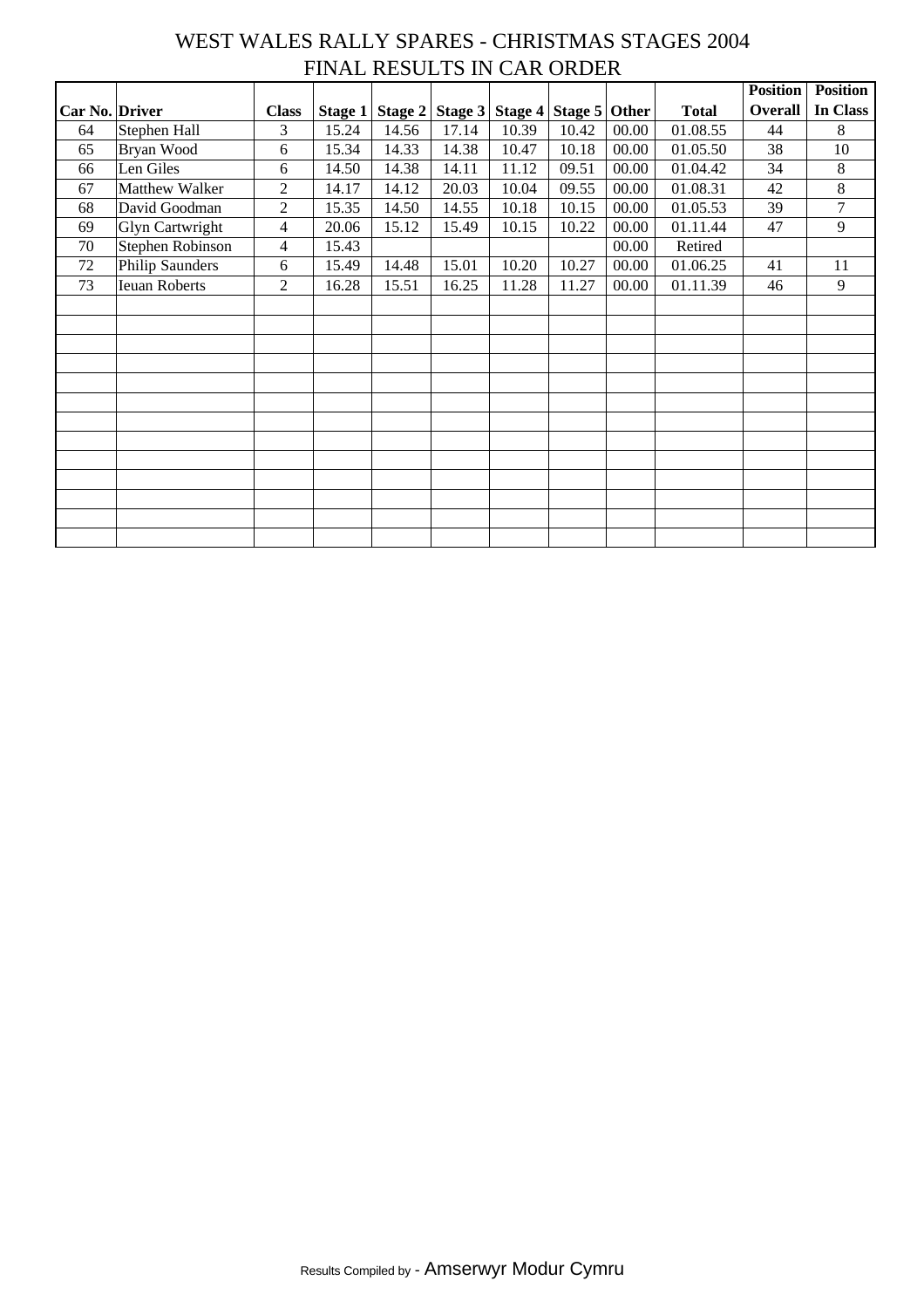# WEST WALES RALLY SPARES - CHRISTMAS STAGES 2004

## FINAL RESULTS IN CAR ORDER

| Car No. | Driver | Class | Stage 1 | Stage 2 | Stage 3 | Stage 4 | Stage 5 | Other | Total | Position Overall | Position In Class |
|---|---|---|---|---|---|---|---|---|---|---|---|
| 64 | Stephen Hall | 3 | 15.24 | 14.56 | 17.14 | 10.39 | 10.42 | 00.00 | 01.08.55 | 44 | 8 |
| 65 | Bryan Wood | 6 | 15.34 | 14.33 | 14.38 | 10.47 | 10.18 | 00.00 | 01.05.50 | 38 | 10 |
| 66 | Len Giles | 6 | 14.50 | 14.38 | 14.11 | 11.12 | 09.51 | 00.00 | 01.04.42 | 34 | 8 |
| 67 | Matthew Walker | 2 | 14.17 | 14.12 | 20.03 | 10.04 | 09.55 | 00.00 | 01.08.31 | 42 | 8 |
| 68 | David Goodman | 2 | 15.35 | 14.50 | 14.55 | 10.18 | 10.15 | 00.00 | 01.05.53 | 39 | 7 |
| 69 | Glyn Cartwright | 4 | 20.06 | 15.12 | 15.49 | 10.15 | 10.22 | 00.00 | 01.11.44 | 47 | 9 |
| 70 | Stephen Robinson | 4 | 15.43 | | | | | 00.00 | Retired | | |
| 72 | Philip Saunders | 6 | 15.49 | 14.48 | 15.01 | 10.20 | 10.27 | 00.00 | 01.06.25 | 41 | 11 |
| 73 | Ieuan Roberts | 2 | 16.28 | 15.51 | 16.25 | 11.28 | 11.27 | 00.00 | 01.11.39 | 46 | 9 |

Results Compiled by - Amserwyr Modur Cymru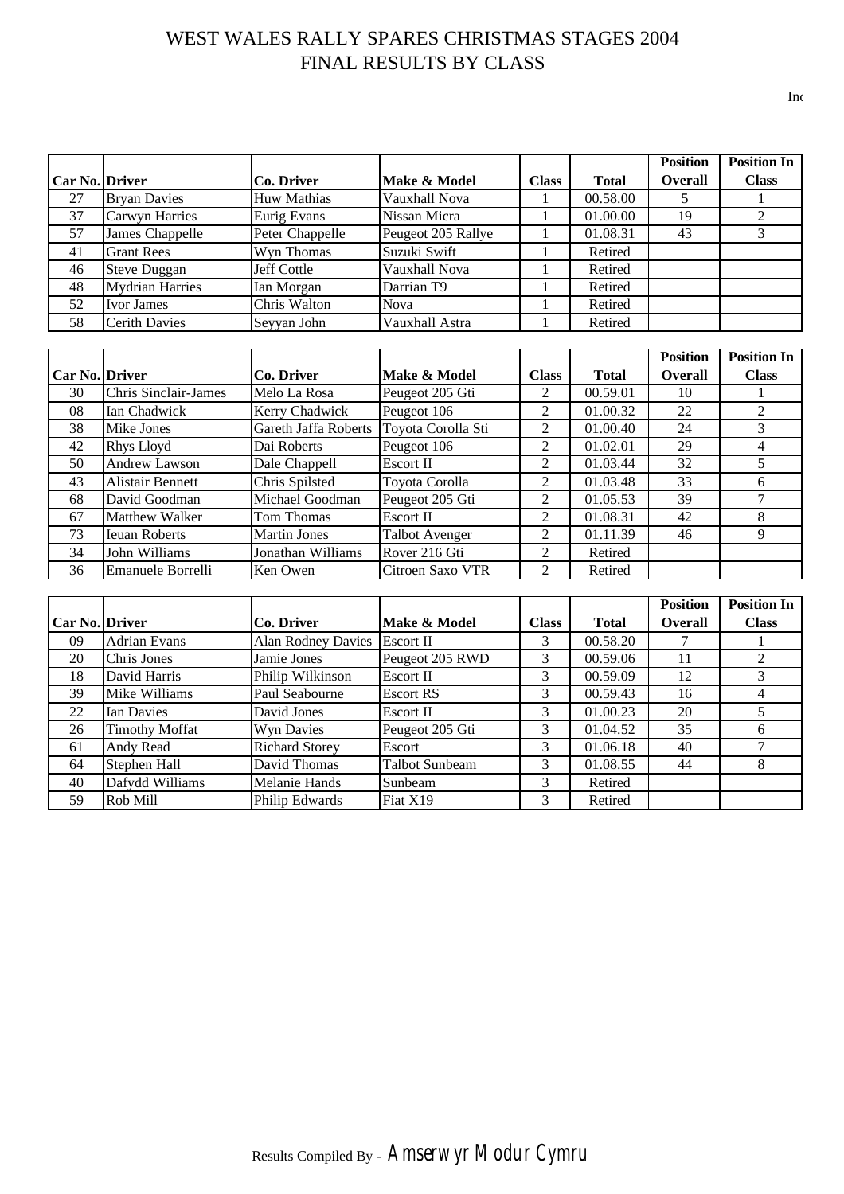# WEST WALES RALLY SPARES CHRISTMAS STAGES 2004
## FINAL RESULTS BY CLASS

Inc

| Car No. | Driver | Co. Driver | Make & Model | Class | Total | Position Overall | Position In Class |
|---|---|---|---|---|---|---|---|
| 27 | Bryan Davies | Huw Mathias | Vauxhall Nova | 1 | 00.58.00 | 5 | 1 |
| 37 | Carwyn Harries | Eurig Evans | Nissan Micra | 1 | 01.00.00 | 19 | 2 |
| 57 | James Chappelle | Peter Chappelle | Peugeot 205 Rallye | 1 | 01.08.31 | 43 | 3 |
| 41 | Grant Rees | Wyn Thomas | Suzuki Swift | 1 | Retired | | |
| 46 | Steve Duggan | Jeff Cottle | Vauxhall Nova | 1 | Retired | | |
| 48 | Mydrian Harries | Ian Morgan | Darrian T9 | 1 | Retired | | |
| 52 | Ivor James | Chris Walton | Nova | 1 | Retired | | |
| 58 | Cerith Davies | Seyyan John | Vauxhall Astra | 1 | Retired | | |

| Car No. | Driver | Co. Driver | Make & Model | Class | Total | Position Overall | Position In Class |
|---|---|---|---|---|---|---|---|
| 30 | Chris Sinclair-James | Melo La Rosa | Peugeot 205 Gti | 2 | 00.59.01 | 10 | 1 |
| 08 | Ian Chadwick | Kerry Chadwick | Peugeot 106 | 2 | 01.00.32 | 22 | 2 |
| 38 | Mike Jones | Gareth Jaffa Roberts | Toyota Corolla Sti | 2 | 01.00.40 | 24 | 3 |
| 42 | Rhys Lloyd | Dai Roberts | Peugeot 106 | 2 | 01.02.01 | 29 | 4 |
| 50 | Andrew Lawson | Dale Chappell | Escort II | 2 | 01.03.44 | 32 | 5 |
| 43 | Alistair Bennett | Chris Spilsted | Toyota Corolla | 2 | 01.03.48 | 33 | 6 |
| 68 | David Goodman | Michael Goodman | Peugeot 205 Gti | 2 | 01.05.53 | 39 | 7 |
| 67 | Matthew Walker | Tom Thomas | Escort II | 2 | 01.08.31 | 42 | 8 |
| 73 | Ieuan Roberts | Martin Jones | Talbot Avenger | 2 | 01.11.39 | 46 | 9 |
| 34 | John Williams | Jonathan Williams | Rover 216 Gti | 2 | Retired | | |
| 36 | Emanuele Borrelli | Ken Owen | Citroen Saxo VTR | 2 | Retired | | |

| Car No. | Driver | Co. Driver | Make & Model | Class | Total | Position Overall | Position In Class |
|---|---|---|---|---|---|---|---|
| 09 | Adrian Evans | Alan Rodney Davies | Escort II | 3 | 00.58.20 | 7 | 1 |
| 20 | Chris Jones | Jamie Jones | Peugeot 205 RWD | 3 | 00.59.06 | 11 | 2 |
| 18 | David Harris | Philip Wilkinson | Escort II | 3 | 00.59.09 | 12 | 3 |
| 39 | Mike Williams | Paul Seabourne | Escort RS | 3 | 00.59.43 | 16 | 4 |
| 22 | Ian Davies | David Jones | Escort II | 3 | 01.00.23 | 20 | 5 |
| 26 | Timothy Moffat | Wyn Davies | Peugeot 205 Gti | 3 | 01.04.52 | 35 | 6 |
| 61 | Andy Read | Richard Storey | Escort | 3 | 01.06.18 | 40 | 7 |
| 64 | Stephen Hall | David Thomas | Talbot Sunbeam | 3 | 01.08.55 | 44 | 8 |
| 40 | Dafydd Williams | Melanie Hands | Sunbeam | 3 | Retired | | |
| 59 | Rob Mill | Philip Edwards | Fiat X19 | 3 | Retired | | |

Results Compiled By - Amserwyr Modur Cymru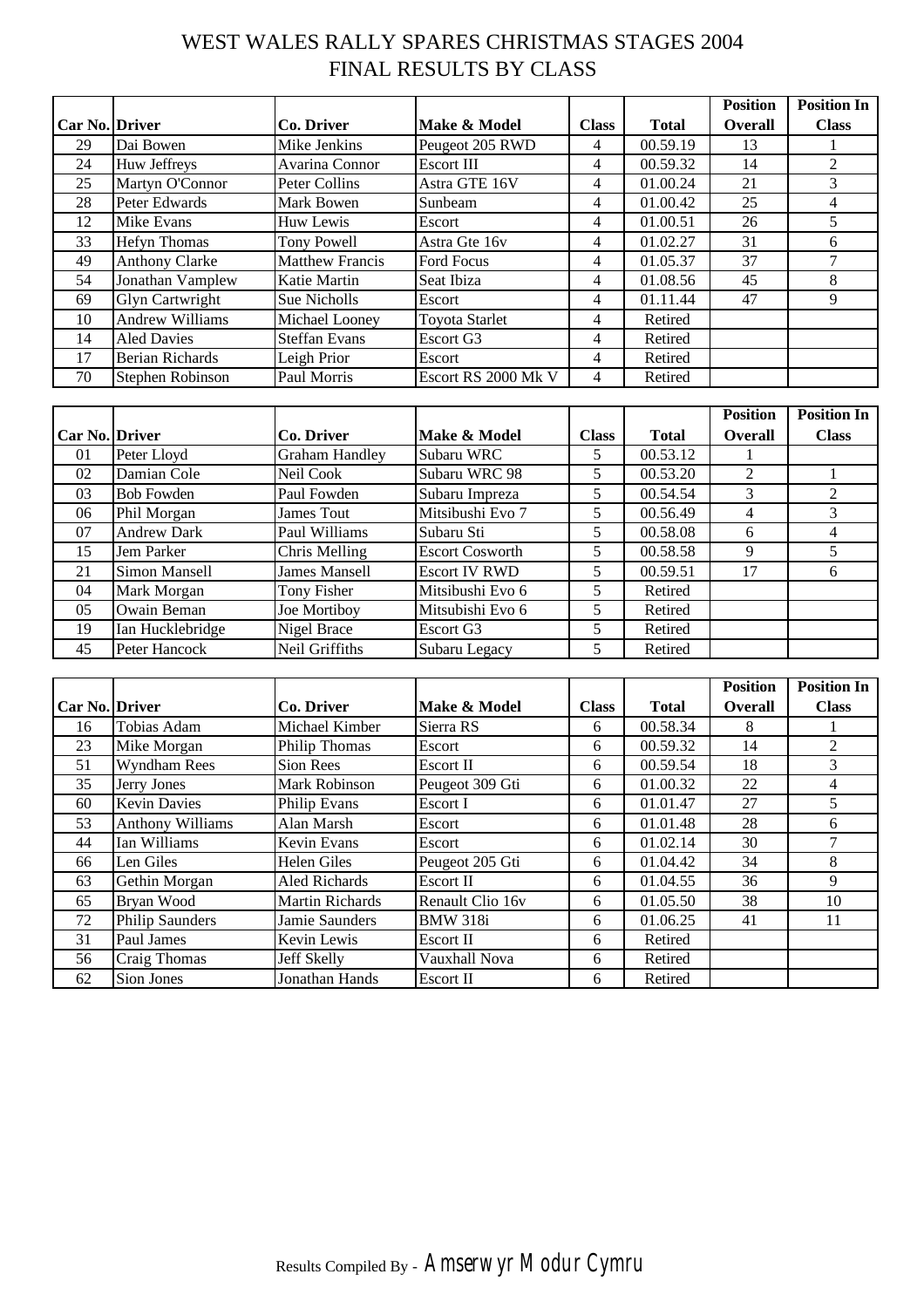# WEST WALES RALLY SPARES CHRISTMAS STAGES 2004
## FINAL RESULTS BY CLASS

| Car No. | Driver | Co. Driver | Make & Model | Class | Total | Position Overall | Position In Class |
|---|---|---|---|---|---|---|---|
| 29 | Dai Bowen | Mike Jenkins | Peugeot 205 RWD | 4 | 00.59.19 | 13 | 1 |
| 24 | Huw Jeffreys | Avarina Connor | Escort III | 4 | 00.59.32 | 14 | 2 |
| 25 | Martyn O'Connor | Peter Collins | Astra GTE 16V | 4 | 01.00.24 | 21 | 3 |
| 28 | Peter Edwards | Mark Bowen | Sunbeam | 4 | 01.00.42 | 25 | 4 |
| 12 | Mike Evans | Huw Lewis | Escort | 4 | 01.00.51 | 26 | 5 |
| 33 | Hefyn Thomas | Tony Powell | Astra Gte 16v | 4 | 01.02.27 | 31 | 6 |
| 49 | Anthony Clarke | Matthew Francis | Ford Focus | 4 | 01.05.37 | 37 | 7 |
| 54 | Jonathan Vamplew | Katie Martin | Seat Ibiza | 4 | 01.08.56 | 45 | 8 |
| 69 | Glyn Cartwright | Sue Nicholls | Escort | 4 | 01.11.44 | 47 | 9 |
| 10 | Andrew Williams | Michael Looney | Toyota Starlet | 4 | Retired | | |
| 14 | Aled Davies | Steffan Evans | Escort G3 | 4 | Retired | | |
| 17 | Berian Richards | Leigh Prior | Escort | 4 | Retired | | |
| 70 | Stephen Robinson | Paul Morris | Escort RS 2000 Mk V | 4 | Retired | | |

| Car No. | Driver | Co. Driver | Make & Model | Class | Total | Position Overall | Position In Class |
|---|---|---|---|---|---|---|---|
| 01 | Peter Lloyd | Graham Handley | Subaru WRC | 5 | 00.53.12 | 1 | |
| 02 | Damian Cole | Neil Cook | Subaru WRC 98 | 5 | 00.53.20 | 2 | 1 |
| 03 | Bob Fowden | Paul Fowden | Subaru Impreza | 5 | 00.54.54 | 3 | 2 |
| 06 | Phil Morgan | James Tout | Mitsibushi Evo 7 | 5 | 00.56.49 | 4 | 3 |
| 07 | Andrew Dark | Paul Williams | Subaru Sti | 5 | 00.58.08 | 6 | 4 |
| 15 | Jem Parker | Chris Melling | Escort Cosworth | 5 | 00.58.58 | 9 | 5 |
| 21 | Simon Mansell | James Mansell | Escort IV RWD | 5 | 00.59.51 | 17 | 6 |
| 04 | Mark Morgan | Tony Fisher | Mitsibushi Evo 6 | 5 | Retired | | |
| 05 | Owain Beman | Joe Mortiboy | Mitsibushi Evo 6 | 5 | Retired | | |
| 19 | Ian Hucklebridge | Nigel Brace | Escort G3 | 5 | Retired | | |
| 45 | Peter Hancock | Neil Griffiths | Subaru Legacy | 5 | Retired | | |

| Car No. | Driver | Co. Driver | Make & Model | Class | Total | Position Overall | Position In Class |
|---|---|---|---|---|---|---|---|
| 16 | Tobias Adam | Michael Kimber | Sierra RS | 6 | 00.58.34 | 8 | 1 |
| 23 | Mike Morgan | Philip Thomas | Escort | 6 | 00.59.32 | 14 | 2 |
| 51 | Wyndham Rees | Sion Rees | Escort II | 6 | 00.59.54 | 18 | 3 |
| 35 | Jerry Jones | Mark Robinson | Peugeot 309 Gti | 6 | 01.00.32 | 22 | 4 |
| 60 | Kevin Davies | Philip Evans | Escort I | 6 | 01.01.47 | 27 | 5 |
| 53 | Anthony Williams | Alan Marsh | Escort | 6 | 01.01.48 | 28 | 6 |
| 44 | Ian Williams | Kevin Evans | Escort | 6 | 01.02.14 | 30 | 7 |
| 66 | Len Giles | Helen Giles | Peugeot 205 Gti | 6 | 01.04.42 | 34 | 8 |
| 63 | Gethin Morgan | Aled Richards | Escort II | 6 | 01.04.55 | 36 | 9 |
| 65 | Bryan Wood | Martin Richards | Renault Clio 16v | 6 | 01.05.50 | 38 | 10 |
| 72 | Philip Saunders | Jamie Saunders | BMW 318i | 6 | 01.06.25 | 41 | 11 |
| 31 | Paul James | Kevin Lewis | Escort II | 6 | Retired | | |
| 56 | Craig Thomas | Jeff Skelly | Vauxhall Nova | 6 | Retired | | |
| 62 | Sion Jones | Jonathan Hands | Escort II | 6 | Retired | | |

Results Compiled By - Amserwyr Modur Cymru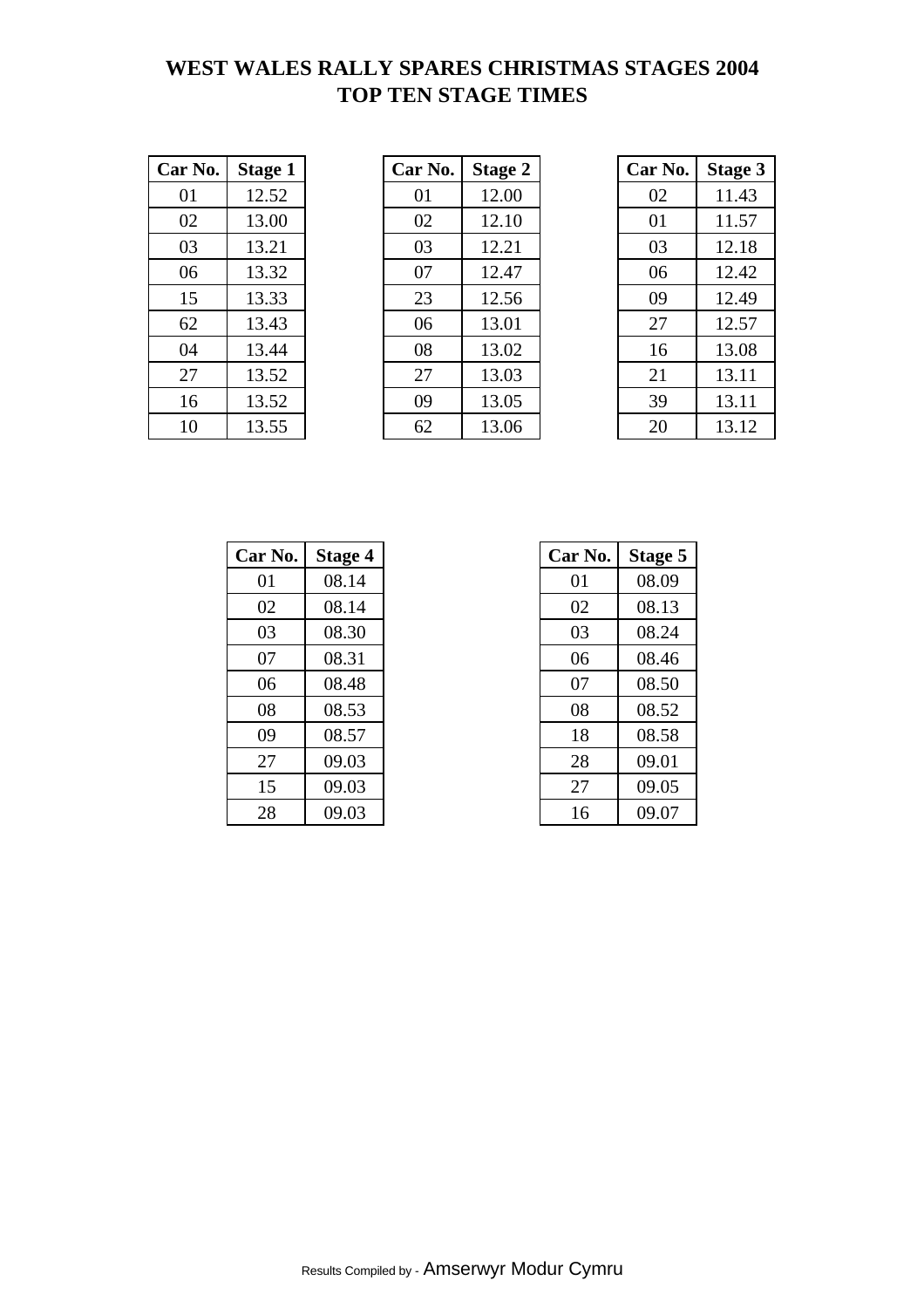# WEST WALES RALLY SPARES CHRISTMAS STAGES 2004
# TOP TEN STAGE TIMES

| Car No. | Stage 1 |
|---|---|
| 01 | 12.52 |
| 02 | 13.00 |
| 03 | 13.21 |
| 06 | 13.32 |
| 15 | 13.33 |
| 62 | 13.43 |
| 04 | 13.44 |
| 27 | 13.52 |
| 16 | 13.52 |
| 10 | 13.55 |

| Car No. | Stage 2 |
|---|---|
| 01 | 12.00 |
| 02 | 12.10 |
| 03 | 12.21 |
| 07 | 12.47 |
| 23 | 12.56 |
| 06 | 13.01 |
| 08 | 13.02 |
| 27 | 13.03 |
| 09 | 13.05 |
| 62 | 13.06 |

| Car No. | Stage 3 |
|---|---|
| 02 | 11.43 |
| 01 | 11.57 |
| 03 | 12.18 |
| 06 | 12.42 |
| 09 | 12.49 |
| 27 | 12.57 |
| 16 | 13.08 |
| 21 | 13.11 |
| 39 | 13.11 |
| 20 | 13.12 |

| Car No. | Stage 4 |
|---|---|
| 01 | 08.14 |
| 02 | 08.14 |
| 03 | 08.30 |
| 07 | 08.31 |
| 06 | 08.48 |
| 08 | 08.53 |
| 09 | 08.57 |
| 27 | 09.03 |
| 15 | 09.03 |
| 28 | 09.03 |

| Car No. | Stage 5 |
|---|---|
| 01 | 08.09 |
| 02 | 08.13 |
| 03 | 08.24 |
| 06 | 08.46 |
| 07 | 08.50 |
| 08 | 08.52 |
| 18 | 08.58 |
| 28 | 09.01 |
| 27 | 09.05 |
| 16 | 09.07 |

Results Compiled by - Amserwyr Modur Cymru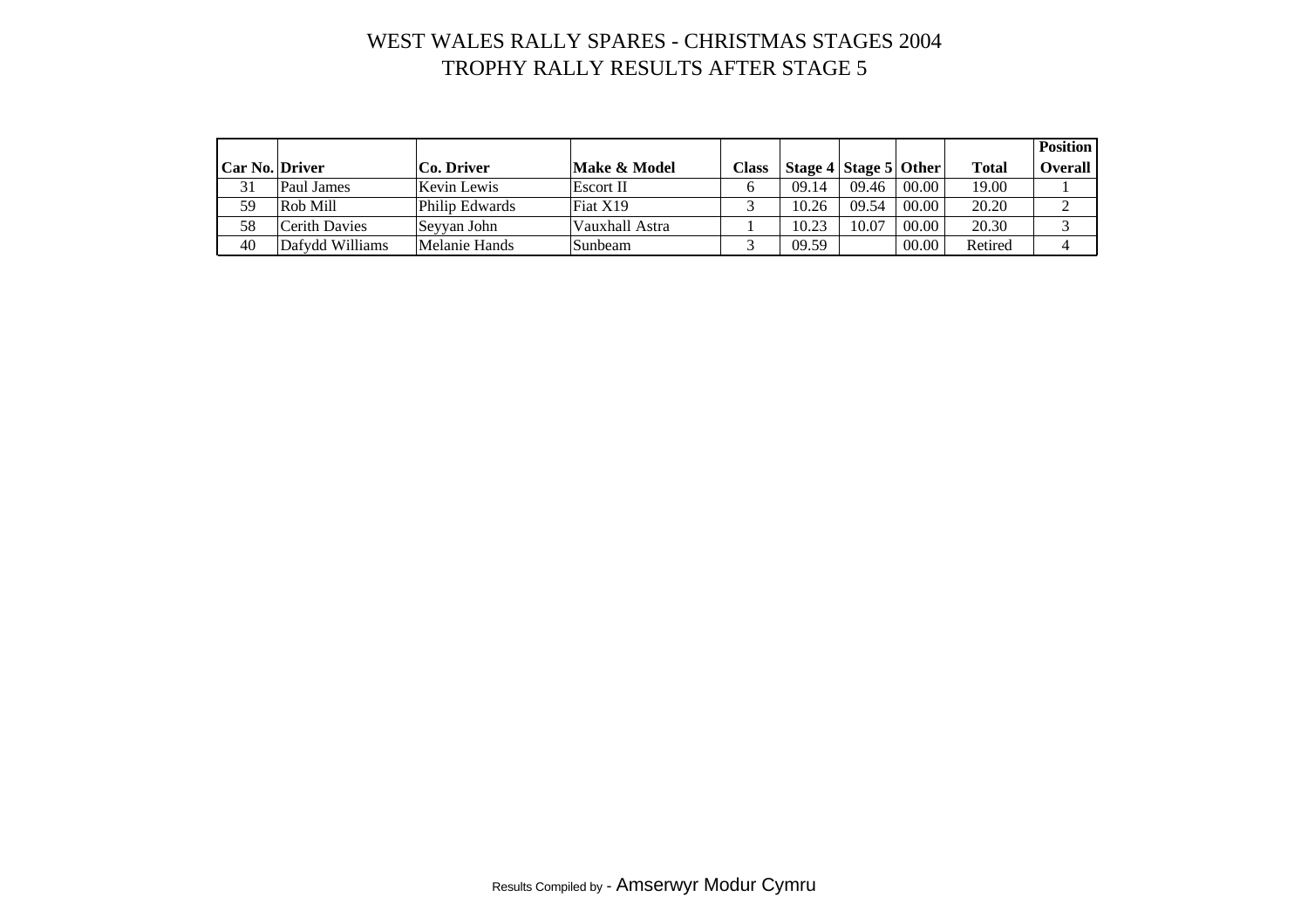# WEST WALES RALLY SPARES - CHRISTMAS STAGES 2004
## TROPHY RALLY RESULTS AFTER STAGE 5

| Car No. | Driver | Co. Driver | Make & Model | Class | Stage 4 | Stage 5 | Other | Total | Position Overall |
|---|---|---|---|---|---|---|---|---|---|
| 31 | Paul James | Kevin Lewis | Escort II | 6 | 09.14 | 09.46 | 00.00 | 19.00 | 1 |
| 59 | Rob Mill | Philip Edwards | Fiat X19 | 3 | 10.26 | 09.54 | 00.00 | 20.20 | 2 |
| 58 | Cerith Davies | Seyyan John | Vauxhall Astra | 1 | 10.23 | 10.07 | 00.00 | 20.30 | 3 |
| 40 | Dafydd Williams | Melanie Hands | Sunbeam | 3 | 09.59 | | 00.00 | Retired | 4 |

Results Compiled by - Amserwyr Modur Cymru